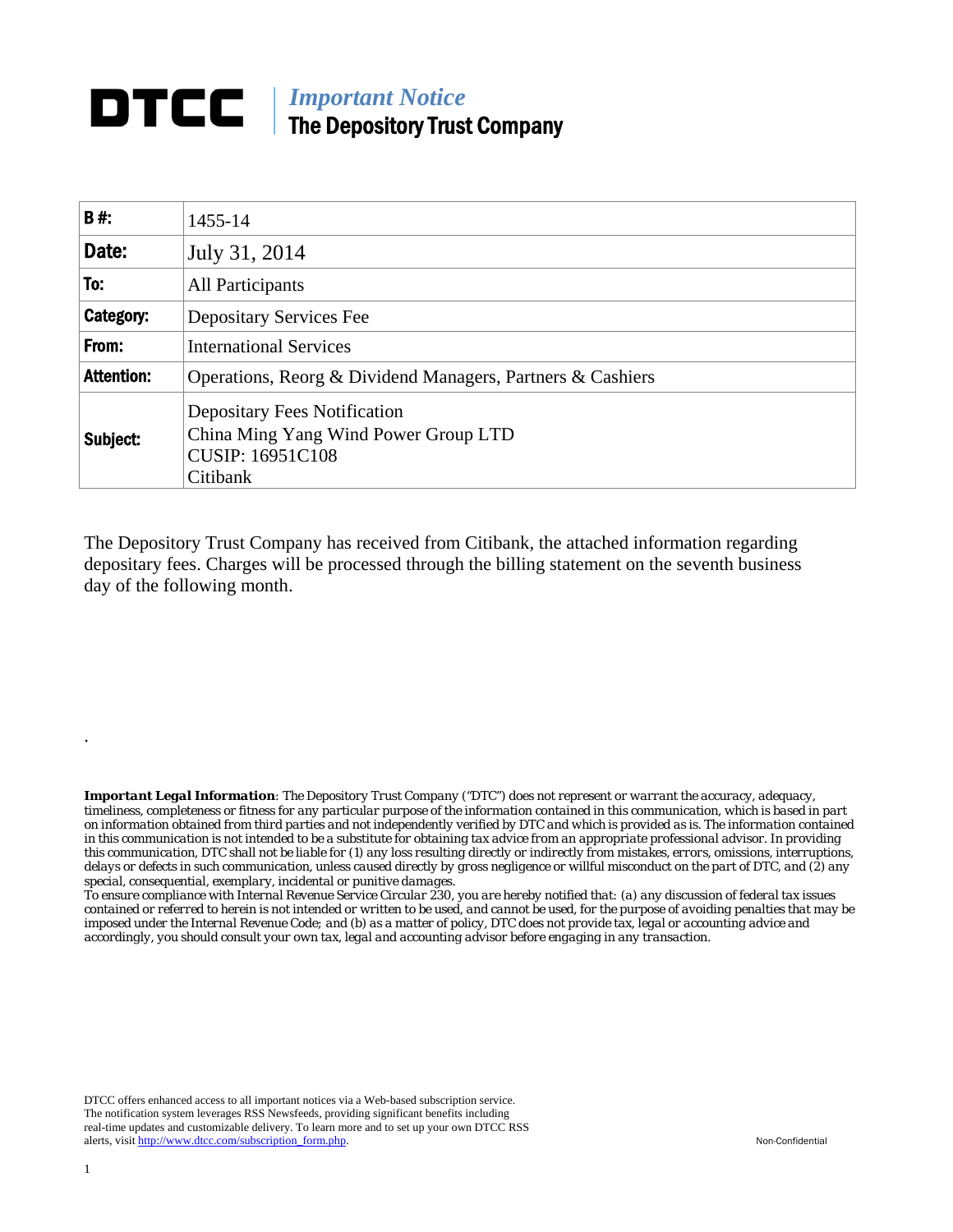# DTCC | *Important Notice*
## The Depository Trust Company

| B #: | 1455-14 |
|---|---|
| Date: | July 31, 2014 |
| To: | All Participants |
| Category: | Depositary Services Fee |
| From: | International Services |
| Attention: | Operations, Reorg & Dividend Managers, Partners & Cashiers |
| Subject: | Depositary Fees Notification<br>China Ming Yang Wind Power Group LTD<br>CUSIP: 16951C108<br>Citibank |

The Depository Trust Company has received from Citibank, the attached information regarding depositary fees. Charges will be processed through the billing statement on the seventh business day of the following month.

.

***Important Legal Information**: The Depository Trust Company ("DTC") does not represent or warrant the accuracy, adequacy, timeliness, completeness or fitness for any particular purpose of the information contained in this communication, which is based in part on information obtained from third parties and not independently verified by DTC and which is provided as is. The information contained in this communication is not intended to be a substitute for obtaining tax advice from an appropriate professional advisor. In providing this communication, DTC shall not be liable for (1) any loss resulting directly or indirectly from mistakes, errors, omissions, interruptions, delays or defects in such communication, unless caused directly by gross negligence or willful misconduct on the part of DTC, and (2) any special, consequential, exemplary, incidental or punitive damages.*

*To ensure compliance with Internal Revenue Service Circular 230, you are hereby notified that: (a) any discussion of federal tax issues contained or referred to herein is not intended or written to be used, and cannot be used, for the purpose of avoiding penalties that may be imposed under the Internal Revenue Code; and (b) as a matter of policy, DTC does not provide tax, legal or accounting advice and accordingly, you should consult your own tax, legal and accounting advisor before engaging in any transaction.*

DTCC offers enhanced access to all important notices via a Web-based subscription service. The notification system leverages RSS Newsfeeds, providing significant benefits including real-time updates and customizable delivery. To learn more and to set up your own DTCC RSS alerts, visit http://www.dtcc.com/subscription_form.php.

Non-Confidential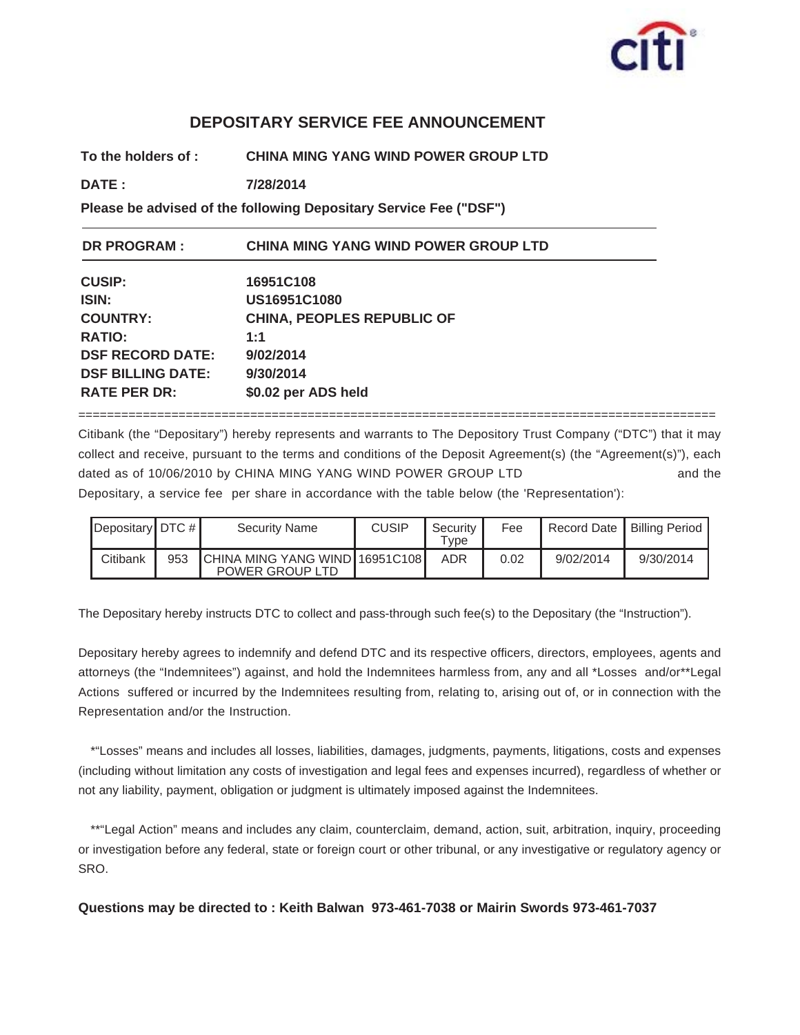## DEPOSITARY SERVICE FEE ANNOUNCEMENT

**To the holders of :** **CHINA MING YANG WIND POWER GROUP LTD**

**DATE :** **7/28/2014**

**Please be advised of the following Depositary Service Fee ("DSF")**

---

**DR PROGRAM :** **CHINA MING YANG WIND POWER GROUP LTD**

---

**CUSIP:** **16951C108**
**ISIN:** **US16951C1080**
**COUNTRY:** **CHINA, PEOPLES REPUBLIC OF**
**RATIO:** **1:1**
**DSF RECORD DATE:** **9/02/2014**
**DSF BILLING DATE:** **9/30/2014**
**RATE PER DR:** **$0.02 per ADS held**

==========================================================================================

Citibank (the "Depositary") hereby represents and warrants to The Depository Trust Company ("DTC") that it may collect and receive, pursuant to the terms and conditions of the Deposit Agreement(s) (the "Agreement(s)"), each dated as of 10/06/2010 by CHINA MING YANG WIND POWER GROUP LTD and the Depositary, a service fee per share in accordance with the table below (the 'Representation'):

| Depositary | DTC # | Security Name | CUSIP | Security Type | Fee | Record Date | Billing Period |
|---|---|---|---|---|---|---|---|
| Citibank | 953 | CHINA MING YANG WIND POWER GROUP LTD | 16951C108 | ADR | 0.02 | 9/02/2014 | 9/30/2014 |

The Depositary hereby instructs DTC to collect and pass-through such fee(s) to the Depositary (the "Instruction").

Depositary hereby agrees to indemnify and defend DTC and its respective officers, directors, employees, agents and attorneys (the "Indemnitees") against, and hold the Indemnitees harmless from, any and all *Losses and/or**Legal Actions suffered or incurred by the Indemnitees resulting from, relating to, arising out of, or in connection with the Representation and/or the Instruction.

*"Losses" means and includes all losses, liabilities, damages, judgments, payments, litigations, costs and expenses (including without limitation any costs of investigation and legal fees and expenses incurred), regardless of whether or not any liability, payment, obligation or judgment is ultimately imposed against the Indemnitees.

**"Legal Action" means and includes any claim, counterclaim, demand, action, suit, arbitration, inquiry, proceeding or investigation before any federal, state or foreign court or other tribunal, or any investigative or regulatory agency or SRO.

**Questions may be directed to : Keith Balwan 973-461-7038 or Mairin Swords 973-461-7037**